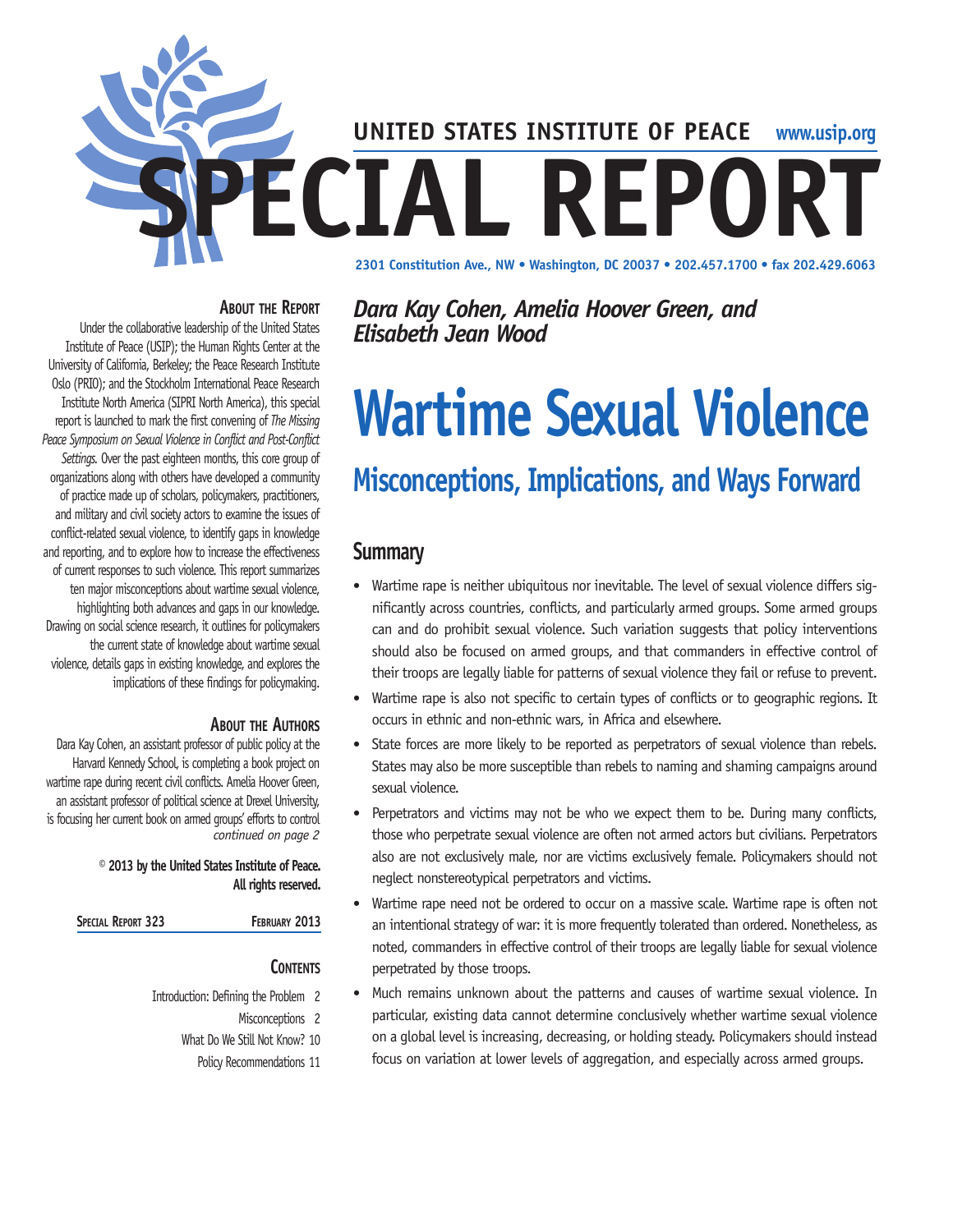UNITED STATES INSTITUTE OF PEACE www.usip.org

# SPECIAL REPORT

2301 Constitution Ave., NW • Washington, DC 20037 • 202.457.1700 • fax 202.429.6063

*Dara Kay Cohen, Amelia Hoover Green, and Elisabeth Jean Wood*

# Wartime Sexual Violence

## Misconceptions, Implications, and Ways Forward

## Summary

- Wartime rape is neither ubiquitous nor inevitable. The level of sexual violence differs significantly across countries, conflicts, and particularly armed groups. Some armed groups can and do prohibit sexual violence. Such variation suggests that policy interventions should also be focused on armed groups, and that commanders in effective control of their troops are legally liable for patterns of sexual violence they fail or refuse to prevent.
- Wartime rape is also not specific to certain types of conflicts or to geographic regions. It occurs in ethnic and non-ethnic wars, in Africa and elsewhere.
- State forces are more likely to be reported as perpetrators of sexual violence than rebels. States may also be more susceptible than rebels to naming and shaming campaigns around sexual violence.
- Perpetrators and victims may not be who we expect them to be. During many conflicts, those who perpetrate sexual violence are often not armed actors but civilians. Perpetrators also are not exclusively male, nor are victims exclusively female. Policymakers should not neglect nonstereotypical perpetrators and victims.
- Wartime rape need not be ordered to occur on a massive scale. Wartime rape is often not an intentional strategy of war: it is more frequently tolerated than ordered. Nonetheless, as noted, commanders in effective control of their troops are legally liable for sexual violence perpetrated by those troops.
- Much remains unknown about the patterns and causes of wartime sexual violence. In particular, existing data cannot determine conclusively whether wartime sexual violence on a global level is increasing, decreasing, or holding steady. Policymakers should instead focus on variation at lower levels of aggregation, and especially across armed groups.

### About the Report

Under the collaborative leadership of the United States Institute of Peace (USIP); the Human Rights Center at the University of California, Berkeley; the Peace Research Institute Oslo (PRIO); and the Stockholm International Peace Research Institute North America (SIPRI North America), this special report is launched to mark the first convening of *The Missing Peace Symposium on Sexual Violence in Conflict and Post-Conflict Settings*. Over the past eighteen months, this core group of organizations along with others have developed a community of practice made up of scholars, policymakers, practitioners, and military and civil society actors to examine the issues of conflict-related sexual violence, to identify gaps in knowledge and reporting, and to explore how to increase the effectiveness of current responses to such violence. This report summarizes ten major misconceptions about wartime sexual violence, highlighting both advances and gaps in our knowledge. Drawing on social science research, it outlines for policymakers the current state of knowledge about wartime sexual violence, details gaps in existing knowledge, and explores the implications of these findings for policymaking.

### About the Authors

Dara Kay Cohen, an assistant professor of public policy at the Harvard Kennedy School, is completing a book project on wartime rape during recent civil conflicts. Amelia Hoover Green, an assistant professor of political science at Drexel University, is focusing her current book on armed groups' efforts to control *continued on page 2*

**© 2013 by the United States Institute of Peace. All rights reserved.**

**Special Report 323 — February 2013**

### Contents

- Introduction: Defining the Problem 2
- Misconceptions 2
- What Do We Still Not Know? 10
- Policy Recommendations 11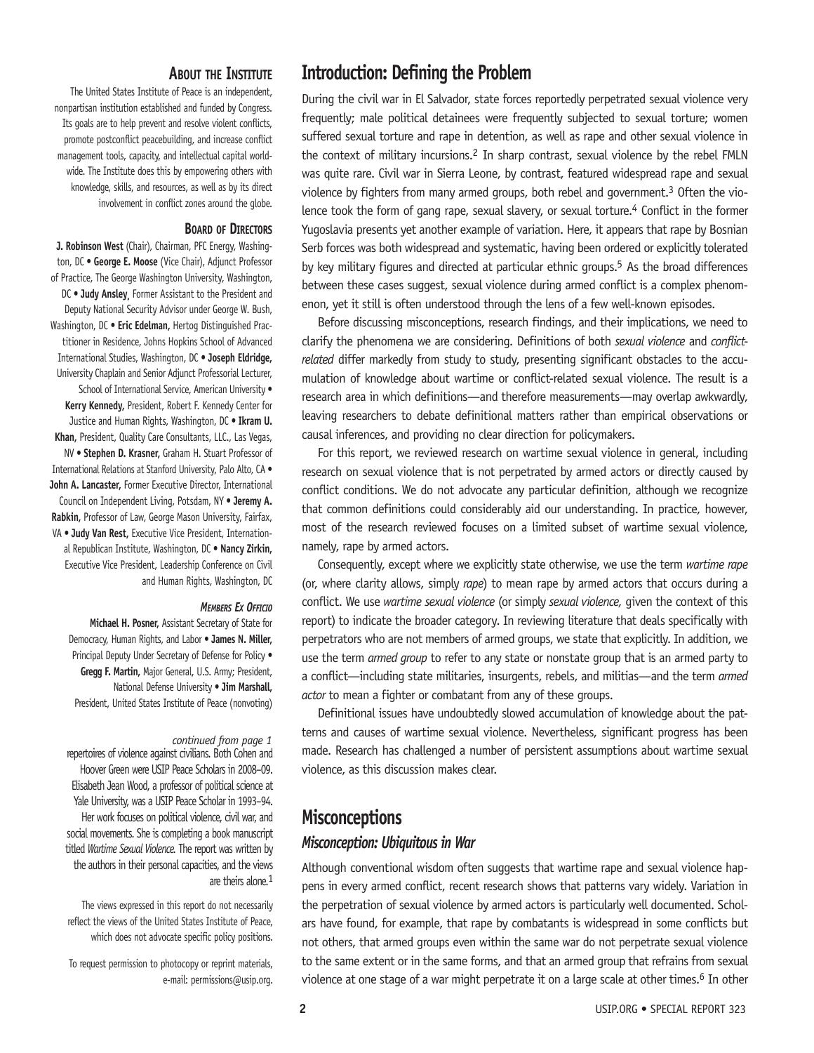## About the Institute

The United States Institute of Peace is an independent, nonpartisan institution established and funded by Congress. Its goals are to help prevent and resolve violent conflicts, promote postconflict peacebuilding, and increase conflict management tools, capacity, and intellectual capital worldwide. The Institute does this by empowering others with knowledge, skills, and resources, as well as by its direct involvement in conflict zones around the globe.

## Board of Directors

**J. Robinson West** (Chair), Chairman, PFC Energy, Washington, DC • **George E. Moose** (Vice Chair), Adjunct Professor of Practice, The George Washington University, Washington, DC • **Judy Ansley**, Former Assistant to the President and Deputy National Security Advisor under George W. Bush, Washington, DC • **Eric Edelman**, Hertog Distinguished Practitioner in Residence, Johns Hopkins School of Advanced International Studies, Washington, DC • **Joseph Eldridge**, University Chaplain and Senior Adjunct Professorial Lecturer, School of International Service, American University • **Kerry Kennedy**, President, Robert F. Kennedy Center for Justice and Human Rights, Washington, DC • **Ikram U. Khan**, President, Quality Care Consultants, LLC., Las Vegas, NV • **Stephen D. Krasner**, Graham H. Stuart Professor of International Relations at Stanford University, Palo Alto, CA • **John A. Lancaster**, Former Executive Director, International Council on Independent Living, Potsdam, NY • **Jeremy A. Rabkin**, Professor of Law, George Mason University, Fairfax, VA • **Judy Van Rest**, Executive Vice President, International Republican Institute, Washington, DC • **Nancy Zirkin**, Executive Vice President, Leadership Conference on Civil and Human Rights, Washington, DC

### *Members Ex Officio*

**Michael H. Posner**, Assistant Secretary of State for Democracy, Human Rights, and Labor • **James N. Miller**, Principal Deputy Under Secretary of Defense for Policy • **Gregg F. Martin**, Major General, U.S. Army; President, National Defense University • **Jim Marshall**, President, United States Institute of Peace (nonvoting)

*continued from page 1*

repertoires of violence against civilians. Both Cohen and Hoover Green were USIP Peace Scholars in 2008–09. Elisabeth Jean Wood, a professor of political science at Yale University, was a USIP Peace Scholar in 1993–94. Her work focuses on political violence, civil war, and social movements. She is completing a book manuscript titled *Wartime Sexual Violence*. The report was written by the authors in their personal capacities, and the views are theirs alone.[1]

The views expressed in this report do not necessarily reflect the views of the United States Institute of Peace, which does not advocate specific policy positions.

To request permission to photocopy or reprint materials, e-mail: permissions@usip.org.

## Introduction: Defining the Problem

During the civil war in El Salvador, state forces reportedly perpetrated sexual violence very frequently; male political detainees were frequently subjected to sexual torture; women suffered sexual torture and rape in detention, as well as rape and other sexual violence in the context of military incursions.[2] In sharp contrast, sexual violence by the rebel FMLN was quite rare. Civil war in Sierra Leone, by contrast, featured widespread rape and sexual violence by fighters from many armed groups, both rebel and government.[3] Often the violence took the form of gang rape, sexual slavery, or sexual torture.[4] Conflict in the former Yugoslavia presents yet another example of variation. Here, it appears that rape by Bosnian Serb forces was both widespread and systematic, having been ordered or explicitly tolerated by key military figures and directed at particular ethnic groups.[5] As the broad differences between these cases suggest, sexual violence during armed conflict is a complex phenomenon, yet it still is often understood through the lens of a few well-known episodes.

Before discussing misconceptions, research findings, and their implications, we need to clarify the phenomena we are considering. Definitions of both *sexual violence* and *conflict-related* differ markedly from study to study, presenting significant obstacles to the accumulation of knowledge about wartime or conflict-related sexual violence. The result is a research area in which definitions—and therefore measurements—may overlap awkwardly, leaving researchers to debate definitional matters rather than empirical observations or causal inferences, and providing no clear direction for policymakers.

For this report, we reviewed research on wartime sexual violence in general, including research on sexual violence that is not perpetrated by armed actors or directly caused by conflict conditions. We do not advocate any particular definition, although we recognize that common definitions could considerably aid our understanding. In practice, however, most of the research reviewed focuses on a limited subset of wartime sexual violence, namely, rape by armed actors.

Consequently, except where we explicitly state otherwise, we use the term *wartime rape* (or, where clarity allows, simply *rape*) to mean rape by armed actors that occurs during a conflict. We use *wartime sexual violence* (or simply *sexual violence,* given the context of this report) to indicate the broader category. In reviewing literature that deals specifically with perpetrators who are not members of armed groups, we state that explicitly. In addition, we use the term *armed group* to refer to any state or nonstate group that is an armed party to a conflict—including state militaries, insurgents, rebels, and militias—and the term *armed actor* to mean a fighter or combatant from any of these groups.

Definitional issues have undoubtedly slowed accumulation of knowledge about the patterns and causes of wartime sexual violence. Nevertheless, significant progress has been made. Research has challenged a number of persistent assumptions about wartime sexual violence, as this discussion makes clear.

## Misconceptions

### *Misconception: Ubiquitous in War*

Although conventional wisdom often suggests that wartime rape and sexual violence happens in every armed conflict, recent research shows that patterns vary widely. Variation in the perpetration of sexual violence by armed actors is particularly well documented. Scholars have found, for example, that rape by combatants is widespread in some conflicts but not others, that armed groups even within the same war do not perpetrate sexual violence to the same extent or in the same forms, and that an armed group that refrains from sexual violence at one stage of a war might perpetrate it on a large scale at other times.[6] In other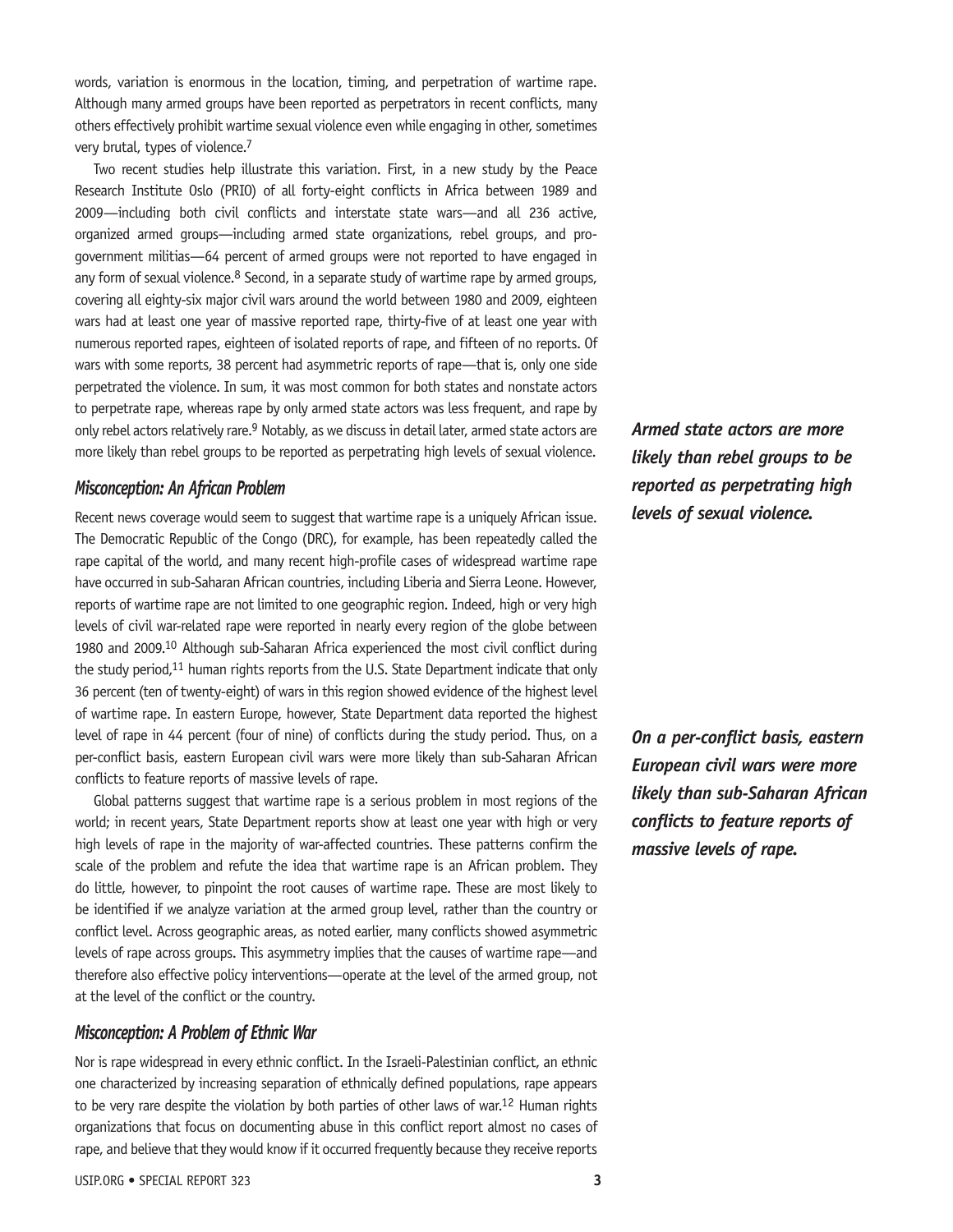words, variation is enormous in the location, timing, and perpetration of wartime rape. Although many armed groups have been reported as perpetrators in recent conflicts, many others effectively prohibit wartime sexual violence even while engaging in other, sometimes very brutal, types of violence.[7]

Two recent studies help illustrate this variation. First, in a new study by the Peace Research Institute Oslo (PRIO) of all forty-eight conflicts in Africa between 1989 and 2009—including both civil conflicts and interstate state wars—and all 236 active, organized armed groups—including armed state organizations, rebel groups, and pro-government militias—64 percent of armed groups were not reported to have engaged in any form of sexual violence.[8] Second, in a separate study of wartime rape by armed groups, covering all eighty-six major civil wars around the world between 1980 and 2009, eighteen wars had at least one year of massive reported rape, thirty-five of at least one year with numerous reported rapes, eighteen of isolated reports of rape, and fifteen of no reports. Of wars with some reports, 38 percent had asymmetric reports of rape—that is, only one side perpetrated the violence. In sum, it was most common for both states and nonstate actors to perpetrate rape, whereas rape by only armed state actors was less frequent, and rape by only rebel actors relatively rare.[9] Notably, as we discuss in detail later, armed state actors are more likely than rebel groups to be reported as perpetrating high levels of sexual violence.

***Armed state actors are more likely than rebel groups to be reported as perpetrating high levels of sexual violence.***

### *Misconception: An African Problem*

Recent news coverage would seem to suggest that wartime rape is a uniquely African issue. The Democratic Republic of the Congo (DRC), for example, has been repeatedly called the rape capital of the world, and many recent high-profile cases of widespread wartime rape have occurred in sub-Saharan African countries, including Liberia and Sierra Leone. However, reports of wartime rape are not limited to one geographic region. Indeed, high or very high levels of civil war-related rape were reported in nearly every region of the globe between 1980 and 2009.[10] Although sub-Saharan Africa experienced the most civil conflict during the study period,[11] human rights reports from the U.S. State Department indicate that only 36 percent (ten of twenty-eight) of wars in this region showed evidence of the highest level of wartime rape. In eastern Europe, however, State Department data reported the highest level of rape in 44 percent (four of nine) of conflicts during the study period. Thus, on a per-conflict basis, eastern European civil wars were more likely than sub-Saharan African conflicts to feature reports of massive levels of rape.

***On a per-conflict basis, eastern European civil wars were more likely than sub-Saharan African conflicts to feature reports of massive levels of rape.***

Global patterns suggest that wartime rape is a serious problem in most regions of the world; in recent years, State Department reports show at least one year with high or very high levels of rape in the majority of war-affected countries. These patterns confirm the scale of the problem and refute the idea that wartime rape is an African problem. They do little, however, to pinpoint the root causes of wartime rape. These are most likely to be identified if we analyze variation at the armed group level, rather than the country or conflict level. Across geographic areas, as noted earlier, many conflicts showed asymmetric levels of rape across groups. This asymmetry implies that the causes of wartime rape—and therefore also effective policy interventions—operate at the level of the armed group, not at the level of the conflict or the country.

### *Misconception: A Problem of Ethnic War*

Nor is rape widespread in every ethnic conflict. In the Israeli-Palestinian conflict, an ethnic one characterized by increasing separation of ethnically defined populations, rape appears to be very rare despite the violation by both parties of other laws of war.[12] Human rights organizations that focus on documenting abuse in this conflict report almost no cases of rape, and believe that they would know if it occurred frequently because they receive reports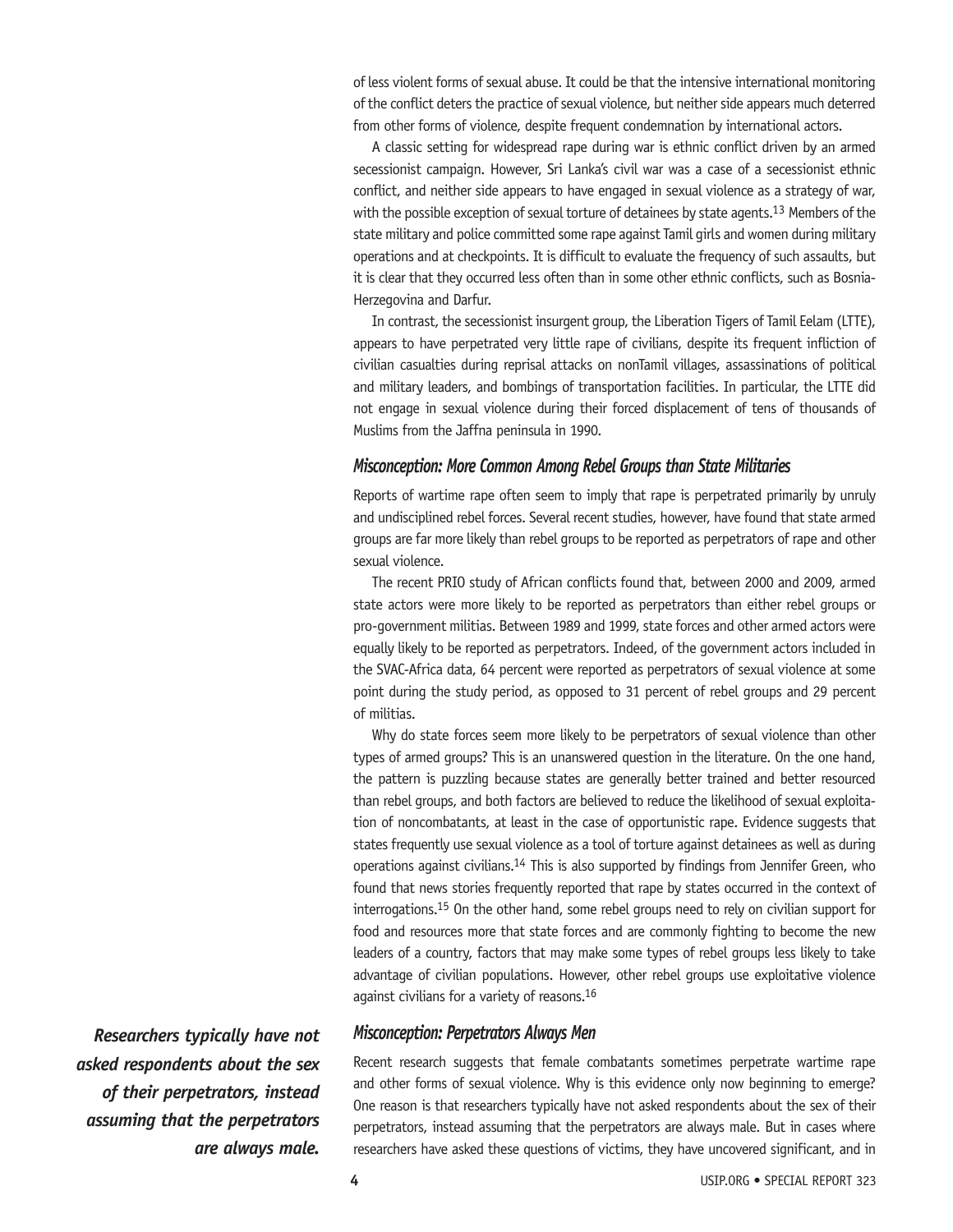of less violent forms of sexual abuse. It could be that the intensive international monitoring of the conflict deters the practice of sexual violence, but neither side appears much deterred from other forms of violence, despite frequent condemnation by international actors.

A classic setting for widespread rape during war is ethnic conflict driven by an armed secessionist campaign. However, Sri Lanka's civil war was a case of a secessionist ethnic conflict, and neither side appears to have engaged in sexual violence as a strategy of war, with the possible exception of sexual torture of detainees by state agents.[13] Members of the state military and police committed some rape against Tamil girls and women during military operations and at checkpoints. It is difficult to evaluate the frequency of such assaults, but it is clear that they occurred less often than in some other ethnic conflicts, such as Bosnia-Herzegovina and Darfur.

In contrast, the secessionist insurgent group, the Liberation Tigers of Tamil Eelam (LTTE), appears to have perpetrated very little rape of civilians, despite its frequent infliction of civilian casualties during reprisal attacks on nonTamil villages, assassinations of political and military leaders, and bombings of transportation facilities. In particular, the LTTE did not engage in sexual violence during their forced displacement of tens of thousands of Muslims from the Jaffna peninsula in 1990.

### *Misconception: More Common Among Rebel Groups than State Militaries*

Reports of wartime rape often seem to imply that rape is perpetrated primarily by unruly and undisciplined rebel forces. Several recent studies, however, have found that state armed groups are far more likely than rebel groups to be reported as perpetrators of rape and other sexual violence.

The recent PRIO study of African conflicts found that, between 2000 and 2009, armed state actors were more likely to be reported as perpetrators than either rebel groups or pro-government militias. Between 1989 and 1999, state forces and other armed actors were equally likely to be reported as perpetrators. Indeed, of the government actors included in the SVAC-Africa data, 64 percent were reported as perpetrators of sexual violence at some point during the study period, as opposed to 31 percent of rebel groups and 29 percent of militias.

Why do state forces seem more likely to be perpetrators of sexual violence than other types of armed groups? This is an unanswered question in the literature. On the one hand, the pattern is puzzling because states are generally better trained and better resourced than rebel groups, and both factors are believed to reduce the likelihood of sexual exploitation of noncombatants, at least in the case of opportunistic rape. Evidence suggests that states frequently use sexual violence as a tool of torture against detainees as well as during operations against civilians.[14] This is also supported by findings from Jennifer Green, who found that news stories frequently reported that rape by states occurred in the context of interrogations.[15] On the other hand, some rebel groups need to rely on civilian support for food and resources more that state forces and are commonly fighting to become the new leaders of a country, factors that may make some types of rebel groups less likely to take advantage of civilian populations. However, other rebel groups use exploitative violence against civilians for a variety of reasons.[16]

***Researchers typically have not asked respondents about the sex of their perpetrators, instead assuming that the perpetrators are always male.***

### *Misconception: Perpetrators Always Men*

Recent research suggests that female combatants sometimes perpetrate wartime rape and other forms of sexual violence. Why is this evidence only now beginning to emerge? One reason is that researchers typically have not asked respondents about the sex of their perpetrators, instead assuming that the perpetrators are always male. But in cases where researchers have asked these questions of victims, they have uncovered significant, and in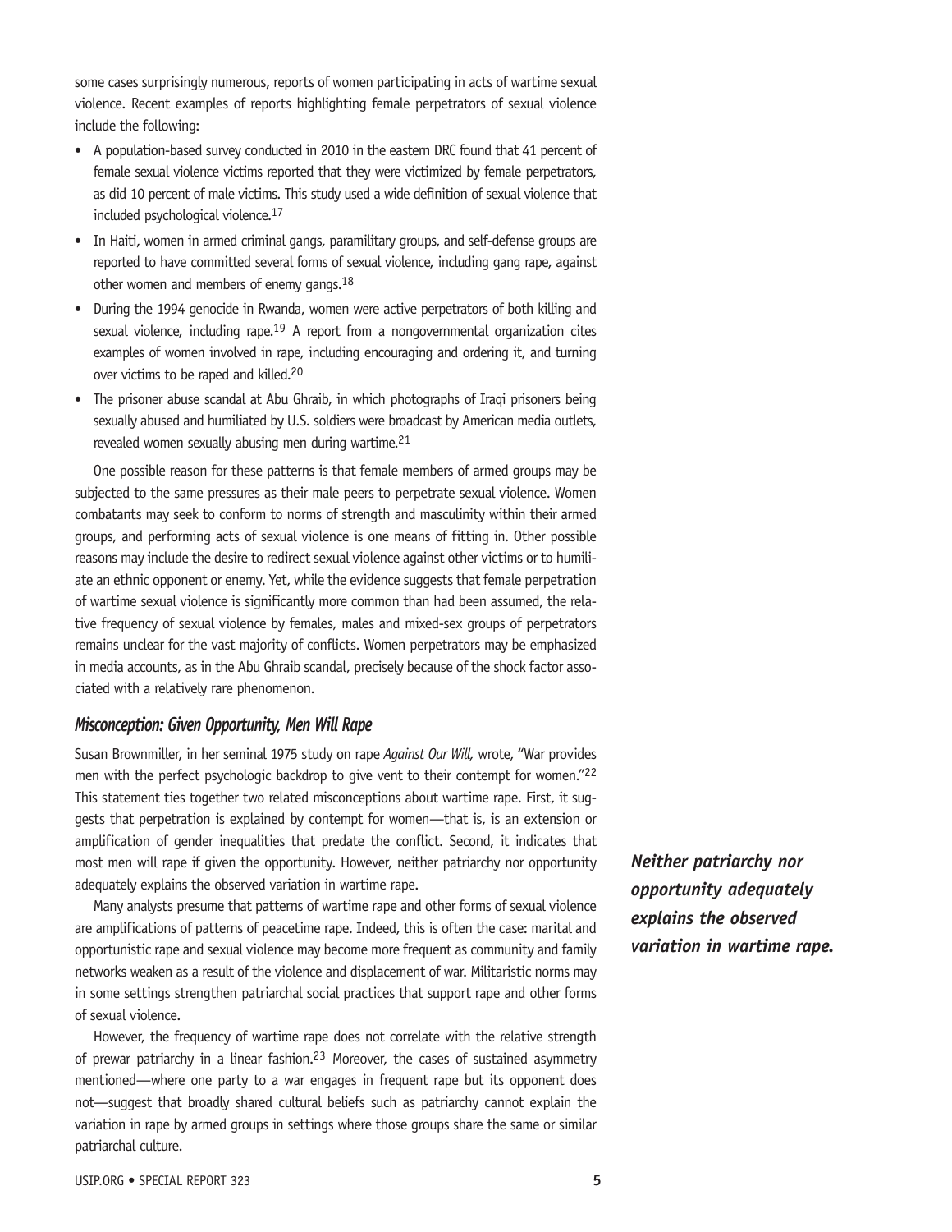some cases surprisingly numerous, reports of women participating in acts of wartime sexual violence. Recent examples of reports highlighting female perpetrators of sexual violence include the following:

- A population-based survey conducted in 2010 in the eastern DRC found that 41 percent of female sexual violence victims reported that they were victimized by female perpetrators, as did 10 percent of male victims. This study used a wide definition of sexual violence that included psychological violence.[17]
- In Haiti, women in armed criminal gangs, paramilitary groups, and self-defense groups are reported to have committed several forms of sexual violence, including gang rape, against other women and members of enemy gangs.[18]
- During the 1994 genocide in Rwanda, women were active perpetrators of both killing and sexual violence, including rape.[19] A report from a nongovernmental organization cites examples of women involved in rape, including encouraging and ordering it, and turning over victims to be raped and killed.[20]
- The prisoner abuse scandal at Abu Ghraib, in which photographs of Iraqi prisoners being sexually abused and humiliated by U.S. soldiers were broadcast by American media outlets, revealed women sexually abusing men during wartime.[21]

One possible reason for these patterns is that female members of armed groups may be subjected to the same pressures as their male peers to perpetrate sexual violence. Women combatants may seek to conform to norms of strength and masculinity within their armed groups, and performing acts of sexual violence is one means of fitting in. Other possible reasons may include the desire to redirect sexual violence against other victims or to humiliate an ethnic opponent or enemy. Yet, while the evidence suggests that female perpetration of wartime sexual violence is significantly more common than had been assumed, the relative frequency of sexual violence by females, males and mixed-sex groups of perpetrators remains unclear for the vast majority of conflicts. Women perpetrators may be emphasized in media accounts, as in the Abu Ghraib scandal, precisely because of the shock factor associated with a relatively rare phenomenon.

### *Misconception: Given Opportunity, Men Will Rape*

Susan Brownmiller, in her seminal 1975 study on rape *Against Our Will,* wrote, "War provides men with the perfect psychologic backdrop to give vent to their contempt for women."[22] This statement ties together two related misconceptions about wartime rape. First, it suggests that perpetration is explained by contempt for women—that is, is an extension or amplification of gender inequalities that predate the conflict. Second, it indicates that most men will rape if given the opportunity. However, neither patriarchy nor opportunity adequately explains the observed variation in wartime rape.

***Neither patriarchy nor opportunity adequately explains the observed variation in wartime rape.***

Many analysts presume that patterns of wartime rape and other forms of sexual violence are amplifications of patterns of peacetime rape. Indeed, this is often the case: marital and opportunistic rape and sexual violence may become more frequent as community and family networks weaken as a result of the violence and displacement of war. Militaristic norms may in some settings strengthen patriarchal social practices that support rape and other forms of sexual violence.

However, the frequency of wartime rape does not correlate with the relative strength of prewar patriarchy in a linear fashion.[23] Moreover, the cases of sustained asymmetry mentioned—where one party to a war engages in frequent rape but its opponent does not—suggest that broadly shared cultural beliefs such as patriarchy cannot explain the variation in rape by armed groups in settings where those groups share the same or similar patriarchal culture.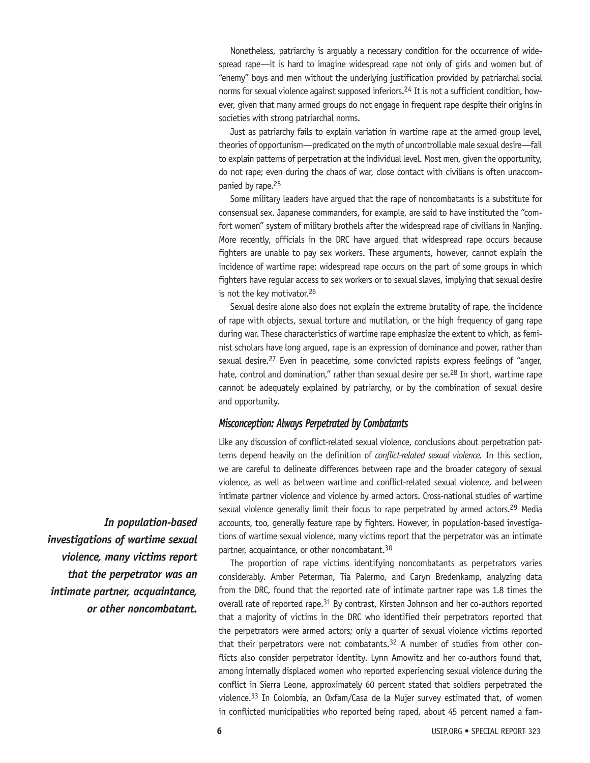Nonetheless, patriarchy is arguably a necessary condition for the occurrence of widespread rape—it is hard to imagine widespread rape not only of girls and women but of "enemy" boys and men without the underlying justification provided by patriarchal social norms for sexual violence against supposed inferiors.[24] It is not a sufficient condition, however, given that many armed groups do not engage in frequent rape despite their origins in societies with strong patriarchal norms.

Just as patriarchy fails to explain variation in wartime rape at the armed group level, theories of opportunism—predicated on the myth of uncontrollable male sexual desire—fail to explain patterns of perpetration at the individual level. Most men, given the opportunity, do not rape; even during the chaos of war, close contact with civilians is often unaccompanied by rape.[25]

Some military leaders have argued that the rape of noncombatants is a substitute for consensual sex. Japanese commanders, for example, are said to have instituted the "comfort women" system of military brothels after the widespread rape of civilians in Nanjing. More recently, officials in the DRC have argued that widespread rape occurs because fighters are unable to pay sex workers. These arguments, however, cannot explain the incidence of wartime rape: widespread rape occurs on the part of some groups in which fighters have regular access to sex workers or to sexual slaves, implying that sexual desire is not the key motivator.[26]

Sexual desire alone also does not explain the extreme brutality of rape, the incidence of rape with objects, sexual torture and mutilation, or the high frequency of gang rape during war. These characteristics of wartime rape emphasize the extent to which, as feminist scholars have long argued, rape is an expression of dominance and power, rather than sexual desire.[27] Even in peacetime, some convicted rapists express feelings of "anger, hate, control and domination," rather than sexual desire per se.[28] In short, wartime rape cannot be adequately explained by patriarchy, or by the combination of sexual desire and opportunity.

### *Misconception: Always Perpetrated by Combatants*

Like any discussion of conflict-related sexual violence, conclusions about perpetration patterns depend heavily on the definition of *conflict-related sexual violence*. In this section, we are careful to delineate differences between rape and the broader category of sexual violence, as well as between wartime and conflict-related sexual violence, and between intimate partner violence and violence by armed actors. Cross-national studies of wartime sexual violence generally limit their focus to rape perpetrated by armed actors.[29] Media accounts, too, generally feature rape by fighters. However, in population-based investigations of wartime sexual violence, many victims report that the perpetrator was an intimate partner, acquaintance, or other noncombatant.[30]

***In population-based investigations of wartime sexual violence, many victims report that the perpetrator was an intimate partner, acquaintance, or other noncombatant.***

The proportion of rape victims identifying noncombatants as perpetrators varies considerably. Amber Peterman, Tia Palermo, and Caryn Bredenkamp, analyzing data from the DRC, found that the reported rate of intimate partner rape was 1.8 times the overall rate of reported rape.[31] By contrast, Kirsten Johnson and her co-authors reported that a majority of victims in the DRC who identified their perpetrators reported that the perpetrators were armed actors; only a quarter of sexual violence victims reported that their perpetrators were not combatants.[32] A number of studies from other conflicts also consider perpetrator identity. Lynn Amowitz and her co-authors found that, among internally displaced women who reported experiencing sexual violence during the conflict in Sierra Leone, approximately 60 percent stated that soldiers perpetrated the violence.[33] In Colombia, an Oxfam/Casa de la Mujer survey estimated that, of women in conflicted municipalities who reported being raped, about 45 percent named a fam-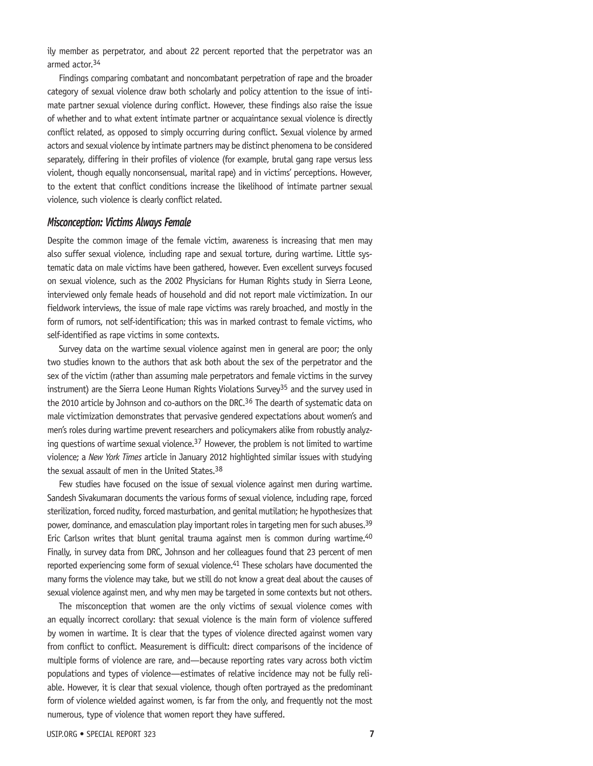ily member as perpetrator, and about 22 percent reported that the perpetrator was an armed actor.[34]

Findings comparing combatant and noncombatant perpetration of rape and the broader category of sexual violence draw both scholarly and policy attention to the issue of intimate partner sexual violence during conflict. However, these findings also raise the issue of whether and to what extent intimate partner or acquaintance sexual violence is directly conflict related, as opposed to simply occurring during conflict. Sexual violence by armed actors and sexual violence by intimate partners may be distinct phenomena to be considered separately, differing in their profiles of violence (for example, brutal gang rape versus less violent, though equally nonconsensual, marital rape) and in victims' perceptions. However, to the extent that conflict conditions increase the likelihood of intimate partner sexual violence, such violence is clearly conflict related.

### *Misconception: Victims Always Female*

Despite the common image of the female victim, awareness is increasing that men may also suffer sexual violence, including rape and sexual torture, during wartime. Little systematic data on male victims have been gathered, however. Even excellent surveys focused on sexual violence, such as the 2002 Physicians for Human Rights study in Sierra Leone, interviewed only female heads of household and did not report male victimization. In our fieldwork interviews, the issue of male rape victims was rarely broached, and mostly in the form of rumors, not self-identification; this was in marked contrast to female victims, who self-identified as rape victims in some contexts.

Survey data on the wartime sexual violence against men in general are poor; the only two studies known to the authors that ask both about the sex of the perpetrator and the sex of the victim (rather than assuming male perpetrators and female victims in the survey instrument) are the Sierra Leone Human Rights Violations Survey[35] and the survey used in the 2010 article by Johnson and co-authors on the DRC.[36] The dearth of systematic data on male victimization demonstrates that pervasive gendered expectations about women's and men's roles during wartime prevent researchers and policymakers alike from robustly analyzing questions of wartime sexual violence.[37] However, the problem is not limited to wartime violence; a *New York Times* article in January 2012 highlighted similar issues with studying the sexual assault of men in the United States.[38]

Few studies have focused on the issue of sexual violence against men during wartime. Sandesh Sivakumaran documents the various forms of sexual violence, including rape, forced sterilization, forced nudity, forced masturbation, and genital mutilation; he hypothesizes that power, dominance, and emasculation play important roles in targeting men for such abuses.[39] Eric Carlson writes that blunt genital trauma against men is common during wartime.[40] Finally, in survey data from DRC, Johnson and her colleagues found that 23 percent of men reported experiencing some form of sexual violence.[41] These scholars have documented the many forms the violence may take, but we still do not know a great deal about the causes of sexual violence against men, and why men may be targeted in some contexts but not others.

The misconception that women are the only victims of sexual violence comes with an equally incorrect corollary: that sexual violence is the main form of violence suffered by women in wartime. It is clear that the types of violence directed against women vary from conflict to conflict. Measurement is difficult: direct comparisons of the incidence of multiple forms of violence are rare, and—because reporting rates vary across both victim populations and types of violence—estimates of relative incidence may not be fully reliable. However, it is clear that sexual violence, though often portrayed as the predominant form of violence wielded against women, is far from the only, and frequently not the most numerous, type of violence that women report they have suffered.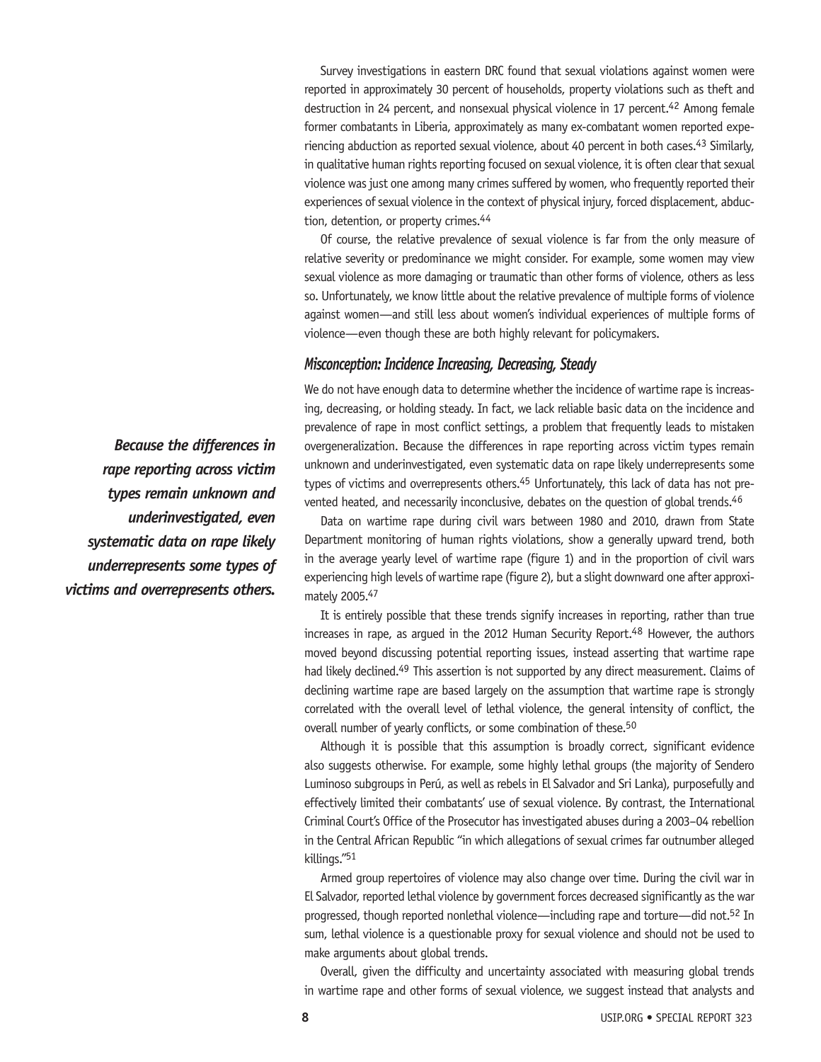Survey investigations in eastern DRC found that sexual violations against women were reported in approximately 30 percent of households, property violations such as theft and destruction in 24 percent, and nonsexual physical violence in 17 percent.[42] Among female former combatants in Liberia, approximately as many ex-combatant women reported experiencing abduction as reported sexual violence, about 40 percent in both cases.[43] Similarly, in qualitative human rights reporting focused on sexual violence, it is often clear that sexual violence was just one among many crimes suffered by women, who frequently reported their experiences of sexual violence in the context of physical injury, forced displacement, abduction, detention, or property crimes.[44]

Of course, the relative prevalence of sexual violence is far from the only measure of relative severity or predominance we might consider. For example, some women may view sexual violence as more damaging or traumatic than other forms of violence, others as less so. Unfortunately, we know little about the relative prevalence of multiple forms of violence against women—and still less about women's individual experiences of multiple forms of violence—even though these are both highly relevant for policymakers.

### *Misconception: Incidence Increasing, Decreasing, Steady*

We do not have enough data to determine whether the incidence of wartime rape is increasing, decreasing, or holding steady. In fact, we lack reliable basic data on the incidence and prevalence of rape in most conflict settings, a problem that frequently leads to mistaken overgeneralization. Because the differences in rape reporting across victim types remain unknown and underinvestigated, even systematic data on rape likely underrepresents some types of victims and overrepresents others.[45] Unfortunately, this lack of data has not prevented heated, and necessarily inconclusive, debates on the question of global trends.[46]

***Because the differences in rape reporting across victim types remain unknown and underinvestigated, even systematic data on rape likely underrepresents some types of victims and overrepresents others.***

Data on wartime rape during civil wars between 1980 and 2010, drawn from State Department monitoring of human rights violations, show a generally upward trend, both in the average yearly level of wartime rape (figure 1) and in the proportion of civil wars experiencing high levels of wartime rape (figure 2), but a slight downward one after approximately 2005.[47]

It is entirely possible that these trends signify increases in reporting, rather than true increases in rape, as argued in the 2012 Human Security Report.[48] However, the authors moved beyond discussing potential reporting issues, instead asserting that wartime rape had likely declined.[49] This assertion is not supported by any direct measurement. Claims of declining wartime rape are based largely on the assumption that wartime rape is strongly correlated with the overall level of lethal violence, the general intensity of conflict, the overall number of yearly conflicts, or some combination of these.[50]

Although it is possible that this assumption is broadly correct, significant evidence also suggests otherwise. For example, some highly lethal groups (the majority of Sendero Luminoso subgroups in Perú, as well as rebels in El Salvador and Sri Lanka), purposefully and effectively limited their combatants' use of sexual violence. By contrast, the International Criminal Court's Office of the Prosecutor has investigated abuses during a 2003–04 rebellion in the Central African Republic "in which allegations of sexual crimes far outnumber alleged killings."[51]

Armed group repertoires of violence may also change over time. During the civil war in El Salvador, reported lethal violence by government forces decreased significantly as the war progressed, though reported nonlethal violence—including rape and torture—did not.[52] In sum, lethal violence is a questionable proxy for sexual violence and should not be used to make arguments about global trends.

Overall, given the difficulty and uncertainty associated with measuring global trends in wartime rape and other forms of sexual violence, we suggest instead that analysts and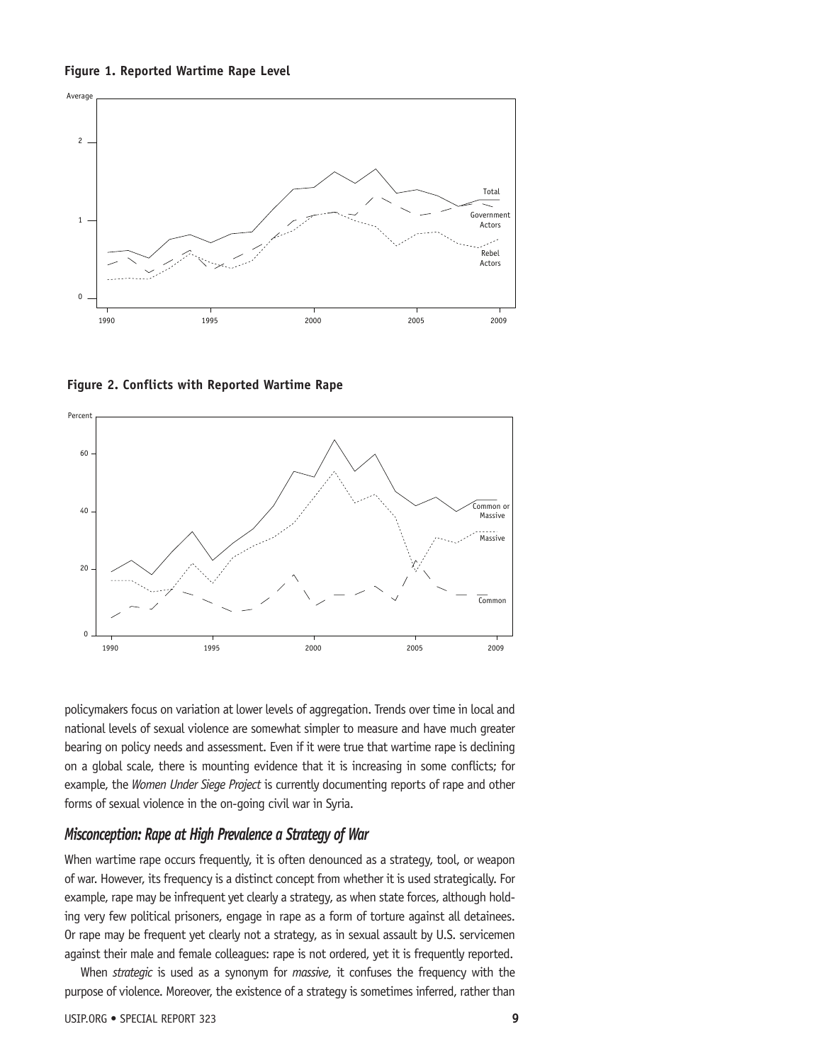**Figure 1. Reported Wartime Rape Level**

**Figure 2. Conflicts with Reported Wartime Rape**

policymakers focus on variation at lower levels of aggregation. Trends over time in local and national levels of sexual violence are somewhat simpler to measure and have much greater bearing on policy needs and assessment. Even if it were true that wartime rape is declining on a global scale, there is mounting evidence that it is increasing in some conflicts; for example, the *Women Under Siege Project* is currently documenting reports of rape and other forms of sexual violence in the on-going civil war in Syria.

## *Misconception: Rape at High Prevalence a Strategy of War*

When wartime rape occurs frequently, it is often denounced as a strategy, tool, or weapon of war. However, its frequency is a distinct concept from whether it is used strategically. For example, rape may be infrequent yet clearly a strategy, as when state forces, although holding very few political prisoners, engage in rape as a form of torture against all detainees. Or rape may be frequent yet clearly not a strategy, as in sexual assault by U.S. servicemen against their male and female colleagues: rape is not ordered, yet it is frequently reported.

When *strategic* is used as a synonym for *massive*, it confuses the frequency with the purpose of violence. Moreover, the existence of a strategy is sometimes inferred, rather than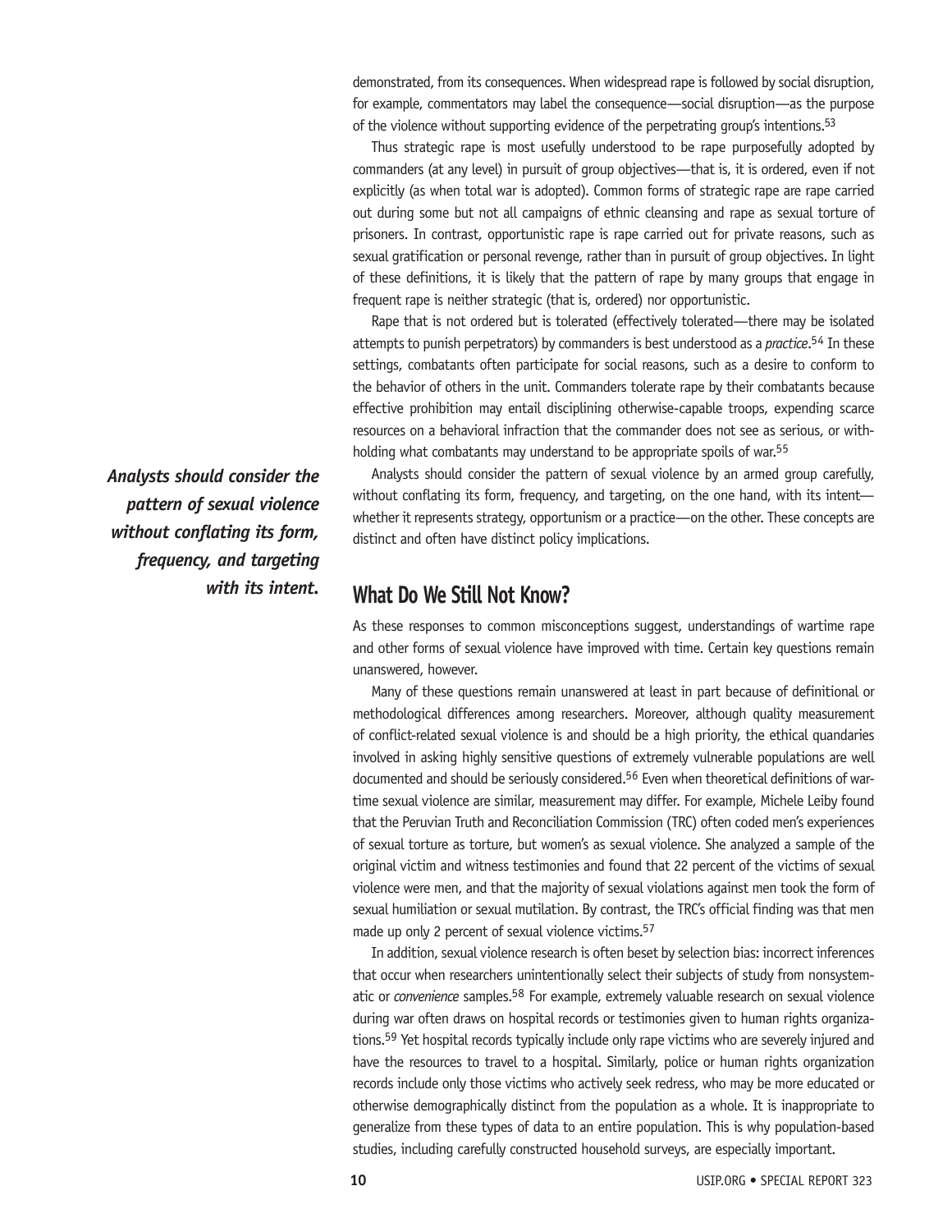demonstrated, from its consequences. When widespread rape is followed by social disruption, for example, commentators may label the consequence—social disruption—as the purpose of the violence without supporting evidence of the perpetrating group's intentions.[53]

Thus strategic rape is most usefully understood to be rape purposefully adopted by commanders (at any level) in pursuit of group objectives—that is, it is ordered, even if not explicitly (as when total war is adopted). Common forms of strategic rape are rape carried out during some but not all campaigns of ethnic cleansing and rape as sexual torture of prisoners. In contrast, opportunistic rape is rape carried out for private reasons, such as sexual gratification or personal revenge, rather than in pursuit of group objectives. In light of these definitions, it is likely that the pattern of rape by many groups that engage in frequent rape is neither strategic (that is, ordered) nor opportunistic.

Rape that is not ordered but is tolerated (effectively tolerated—there may be isolated attempts to punish perpetrators) by commanders is best understood as a *practice*.[54] In these settings, combatants often participate for social reasons, such as a desire to conform to the behavior of others in the unit. Commanders tolerate rape by their combatants because effective prohibition may entail disciplining otherwise-capable troops, expending scarce resources on a behavioral infraction that the commander does not see as serious, or withholding what combatants may understand to be appropriate spoils of war.[55]

***Analysts should consider the pattern of sexual violence without conflating its form, frequency, and targeting with its intent.***

Analysts should consider the pattern of sexual violence by an armed group carefully, without conflating its form, frequency, and targeting, on the one hand, with its intent—whether it represents strategy, opportunism or a practice—on the other. These concepts are distinct and often have distinct policy implications.

## What Do We Still Not Know?

As these responses to common misconceptions suggest, understandings of wartime rape and other forms of sexual violence have improved with time. Certain key questions remain unanswered, however.

Many of these questions remain unanswered at least in part because of definitional or methodological differences among researchers. Moreover, although quality measurement of conflict-related sexual violence is and should be a high priority, the ethical quandaries involved in asking highly sensitive questions of extremely vulnerable populations are well documented and should be seriously considered.[56] Even when theoretical definitions of wartime sexual violence are similar, measurement may differ. For example, Michele Leiby found that the Peruvian Truth and Reconciliation Commission (TRC) often coded men's experiences of sexual torture as torture, but women's as sexual violence. She analyzed a sample of the original victim and witness testimonies and found that 22 percent of the victims of sexual violence were men, and that the majority of sexual violations against men took the form of sexual humiliation or sexual mutilation. By contrast, the TRC's official finding was that men made up only 2 percent of sexual violence victims.[57]

In addition, sexual violence research is often beset by selection bias: incorrect inferences that occur when researchers unintentionally select their subjects of study from nonsystematic or *convenience* samples.[58] For example, extremely valuable research on sexual violence during war often draws on hospital records or testimonies given to human rights organizations.[59] Yet hospital records typically include only rape victims who are severely injured and have the resources to travel to a hospital. Similarly, police or human rights organization records include only those victims who actively seek redress, who may be more educated or otherwise demographically distinct from the population as a whole. It is inappropriate to generalize from these types of data to an entire population. This is why population-based studies, including carefully constructed household surveys, are especially important.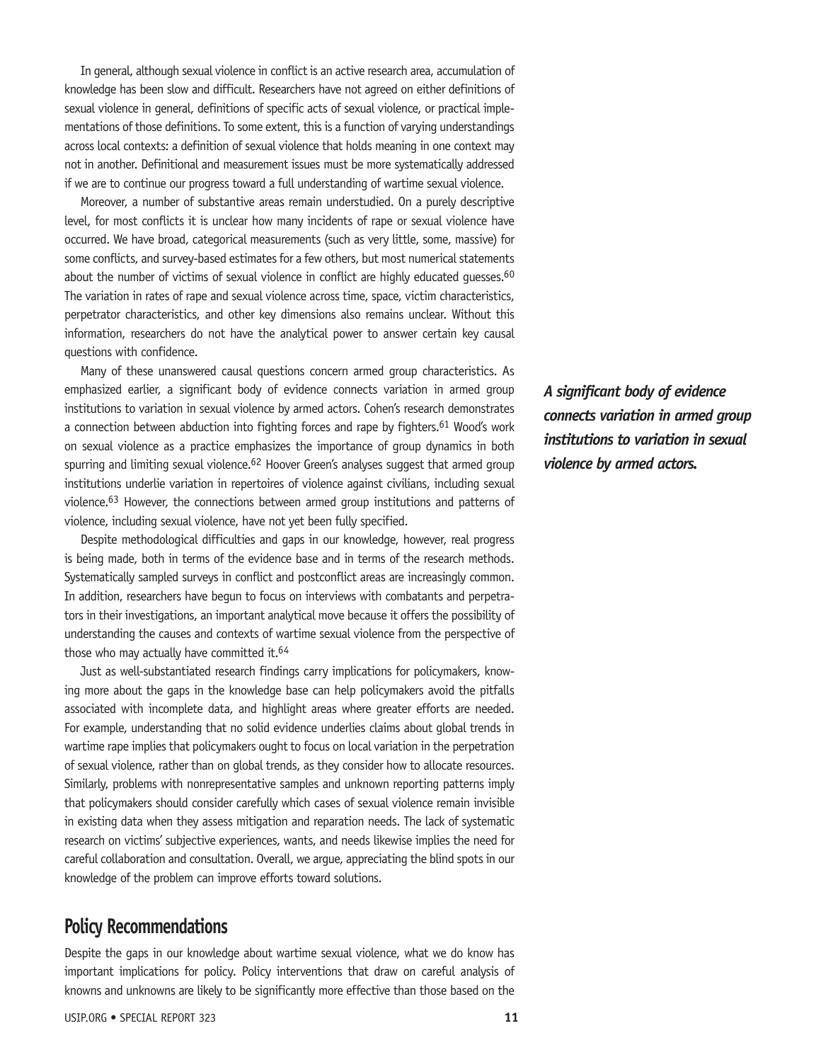In general, although sexual violence in conflict is an active research area, accumulation of knowledge has been slow and difficult. Researchers have not agreed on either definitions of sexual violence in general, definitions of specific acts of sexual violence, or practical implementations of those definitions. To some extent, this is a function of varying understandings across local contexts: a definition of sexual violence that holds meaning in one context may not in another. Definitional and measurement issues must be more systematically addressed if we are to continue our progress toward a full understanding of wartime sexual violence.

Moreover, a number of substantive areas remain understudied. On a purely descriptive level, for most conflicts it is unclear how many incidents of rape or sexual violence have occurred. We have broad, categorical measurements (such as very little, some, massive) for some conflicts, and survey-based estimates for a few others, but most numerical statements about the number of victims of sexual violence in conflict are highly educated guesses.[60] The variation in rates of rape and sexual violence across time, space, victim characteristics, perpetrator characteristics, and other key dimensions also remains unclear. Without this information, researchers do not have the analytical power to answer certain key causal questions with confidence.

Many of these unanswered causal questions concern armed group characteristics. As emphasized earlier, a significant body of evidence connects variation in armed group institutions to variation in sexual violence by armed actors. Cohen's research demonstrates a connection between abduction into fighting forces and rape by fighters.[61] Wood's work on sexual violence as a practice emphasizes the importance of group dynamics in both spurring and limiting sexual violence.[62] Hoover Green's analyses suggest that armed group institutions underlie variation in repertoires of violence against civilians, including sexual violence.[63] However, the connections between armed group institutions and patterns of violence, including sexual violence, have not yet been fully specified.

***A significant body of evidence connects variation in armed group institutions to variation in sexual violence by armed actors.***

Despite methodological difficulties and gaps in our knowledge, however, real progress is being made, both in terms of the evidence base and in terms of the research methods. Systematically sampled surveys in conflict and postconflict areas are increasingly common. In addition, researchers have begun to focus on interviews with combatants and perpetrators in their investigations, an important analytical move because it offers the possibility of understanding the causes and contexts of wartime sexual violence from the perspective of those who may actually have committed it.[64]

Just as well-substantiated research findings carry implications for policymakers, knowing more about the gaps in the knowledge base can help policymakers avoid the pitfalls associated with incomplete data, and highlight areas where greater efforts are needed. For example, understanding that no solid evidence underlies claims about global trends in wartime rape implies that policymakers ought to focus on local variation in the perpetration of sexual violence, rather than on global trends, as they consider how to allocate resources. Similarly, problems with nonrepresentative samples and unknown reporting patterns imply that policymakers should consider carefully which cases of sexual violence remain invisible in existing data when they assess mitigation and reparation needs. The lack of systematic research on victims' subjective experiences, wants, and needs likewise implies the need for careful collaboration and consultation. Overall, we argue, appreciating the blind spots in our knowledge of the problem can improve efforts toward solutions.

## Policy Recommendations

Despite the gaps in our knowledge about wartime sexual violence, what we do know has important implications for policy. Policy interventions that draw on careful analysis of knowns and unknowns are likely to be significantly more effective than those based on the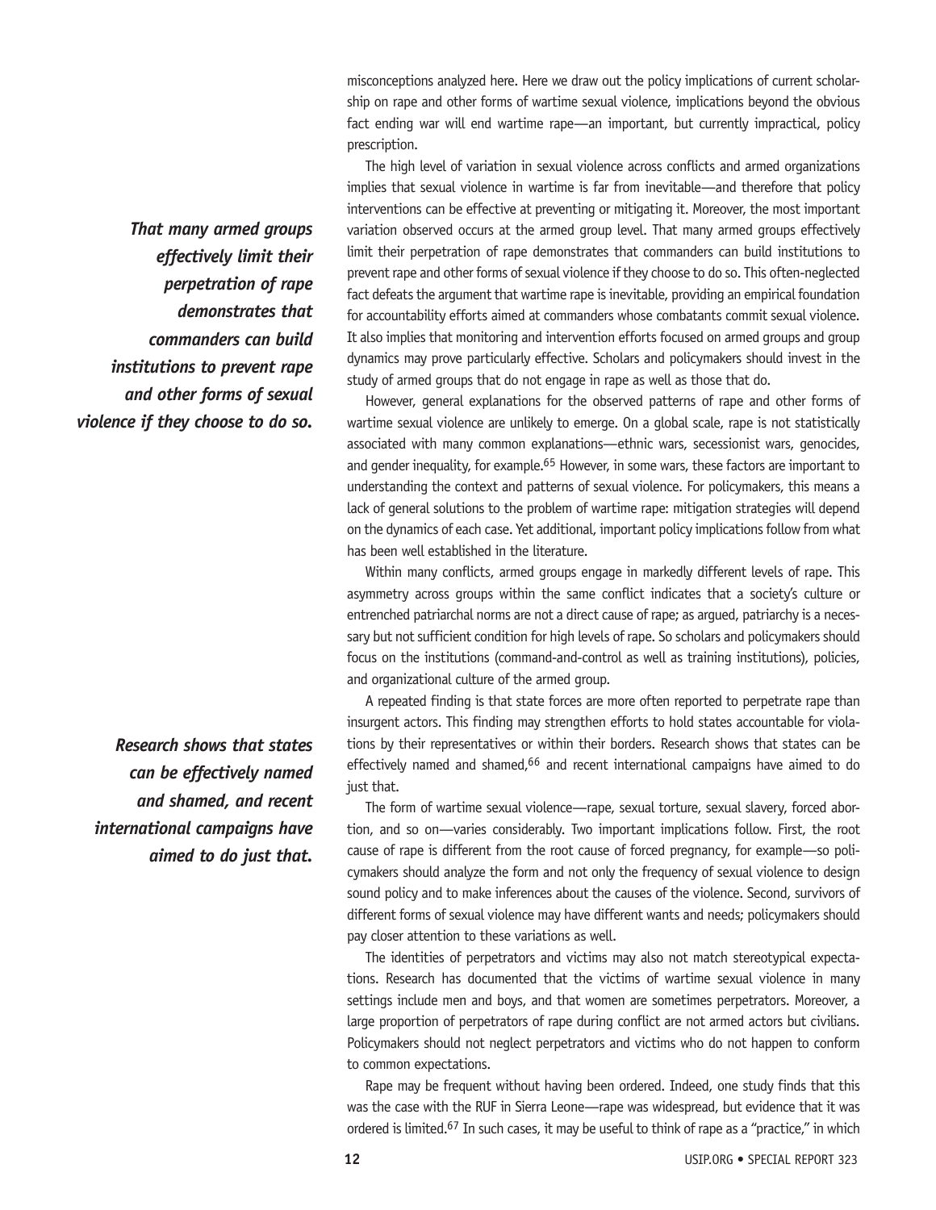misconceptions analyzed here. Here we draw out the policy implications of current scholarship on rape and other forms of wartime sexual violence, implications beyond the obvious fact ending war will end wartime rape—an important, but currently impractical, policy prescription.

The high level of variation in sexual violence across conflicts and armed organizations implies that sexual violence in wartime is far from inevitable—and therefore that policy interventions can be effective at preventing or mitigating it. Moreover, the most important variation observed occurs at the armed group level. That many armed groups effectively limit their perpetration of rape demonstrates that commanders can build institutions to prevent rape and other forms of sexual violence if they choose to do so. This often-neglected fact defeats the argument that wartime rape is inevitable, providing an empirical foundation for accountability efforts aimed at commanders whose combatants commit sexual violence. It also implies that monitoring and intervention efforts focused on armed groups and group dynamics may prove particularly effective. Scholars and policymakers should invest in the study of armed groups that do not engage in rape as well as those that do.

***That many armed groups effectively limit their perpetration of rape demonstrates that commanders can build institutions to prevent rape and other forms of sexual violence if they choose to do so.***

However, general explanations for the observed patterns of rape and other forms of wartime sexual violence are unlikely to emerge. On a global scale, rape is not statistically associated with many common explanations—ethnic wars, secessionist wars, genocides, and gender inequality, for example.[65] However, in some wars, these factors are important to understanding the context and patterns of sexual violence. For policymakers, this means a lack of general solutions to the problem of wartime rape: mitigation strategies will depend on the dynamics of each case. Yet additional, important policy implications follow from what has been well established in the literature.

Within many conflicts, armed groups engage in markedly different levels of rape. This asymmetry across groups within the same conflict indicates that a society's culture or entrenched patriarchal norms are not a direct cause of rape; as argued, patriarchy is a necessary but not sufficient condition for high levels of rape. So scholars and policymakers should focus on the institutions (command-and-control as well as training institutions), policies, and organizational culture of the armed group.

A repeated finding is that state forces are more often reported to perpetrate rape than insurgent actors. This finding may strengthen efforts to hold states accountable for violations by their representatives or within their borders. Research shows that states can be effectively named and shamed,[66] and recent international campaigns have aimed to do just that.

***Research shows that states can be effectively named and shamed, and recent international campaigns have aimed to do just that.***

The form of wartime sexual violence—rape, sexual torture, sexual slavery, forced abortion, and so on—varies considerably. Two important implications follow. First, the root cause of rape is different from the root cause of forced pregnancy, for example—so policymakers should analyze the form and not only the frequency of sexual violence to design sound policy and to make inferences about the causes of the violence. Second, survivors of different forms of sexual violence may have different wants and needs; policymakers should pay closer attention to these variations as well.

The identities of perpetrators and victims may also not match stereotypical expectations. Research has documented that the victims of wartime sexual violence in many settings include men and boys, and that women are sometimes perpetrators. Moreover, a large proportion of perpetrators of rape during conflict are not armed actors but civilians. Policymakers should not neglect perpetrators and victims who do not happen to conform to common expectations.

Rape may be frequent without having been ordered. Indeed, one study finds that this was the case with the RUF in Sierra Leone—rape was widespread, but evidence that it was ordered is limited.[67] In such cases, it may be useful to think of rape as a "practice," in which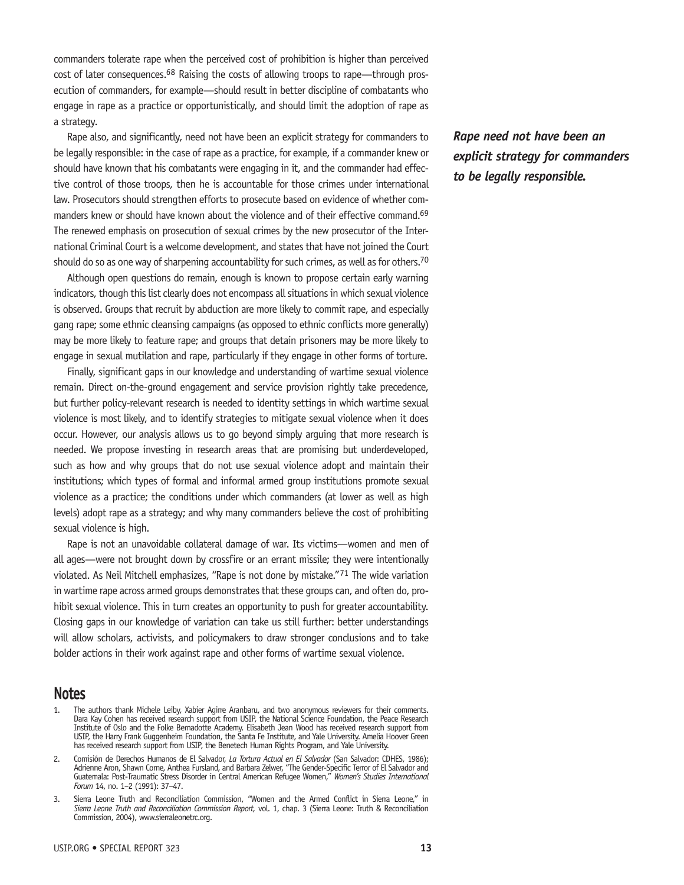commanders tolerate rape when the perceived cost of prohibition is higher than perceived cost of later consequences.[68] Raising the costs of allowing troops to rape—through prosecution of commanders, for example—should result in better discipline of combatants who engage in rape as a practice or opportunistically, and should limit the adoption of rape as a strategy.

Rape also, and significantly, need not have been an explicit strategy for commanders to be legally responsible: in the case of rape as a practice, for example, if a commander knew or should have known that his combatants were engaging in it, and the commander had effective control of those troops, then he is accountable for those crimes under international law. Prosecutors should strengthen efforts to prosecute based on evidence of whether commanders knew or should have known about the violence and of their effective command.[69] The renewed emphasis on prosecution of sexual crimes by the new prosecutor of the International Criminal Court is a welcome development, and states that have not joined the Court should do so as one way of sharpening accountability for such crimes, as well as for others.[70]

***Rape need not have been an explicit strategy for commanders to be legally responsible.***

Although open questions do remain, enough is known to propose certain early warning indicators, though this list clearly does not encompass all situations in which sexual violence is observed. Groups that recruit by abduction are more likely to commit rape, and especially gang rape; some ethnic cleansing campaigns (as opposed to ethnic conflicts more generally) may be more likely to feature rape; and groups that detain prisoners may be more likely to engage in sexual mutilation and rape, particularly if they engage in other forms of torture.

Finally, significant gaps in our knowledge and understanding of wartime sexual violence remain. Direct on-the-ground engagement and service provision rightly take precedence, but further policy-relevant research is needed to identity settings in which wartime sexual violence is most likely, and to identify strategies to mitigate sexual violence when it does occur. However, our analysis allows us to go beyond simply arguing that more research is needed. We propose investing in research areas that are promising but underdeveloped, such as how and why groups that do not use sexual violence adopt and maintain their institutions; which types of formal and informal armed group institutions promote sexual violence as a practice; the conditions under which commanders (at lower as well as high levels) adopt rape as a strategy; and why many commanders believe the cost of prohibiting sexual violence is high.

Rape is not an unavoidable collateral damage of war. Its victims—women and men of all ages—were not brought down by crossfire or an errant missile; they were intentionally violated. As Neil Mitchell emphasizes, "Rape is not done by mistake."[71] The wide variation in wartime rape across armed groups demonstrates that these groups can, and often do, prohibit sexual violence. This in turn creates an opportunity to push for greater accountability. Closing gaps in our knowledge of variation can take us still further: better understandings will allow scholars, activists, and policymakers to draw stronger conclusions and to take bolder actions in their work against rape and other forms of wartime sexual violence.

## Notes

1. The authors thank Michele Leiby, Xabier Agirre Aranbaru, and two anonymous reviewers for their comments. Dara Kay Cohen has received research support from USIP, the National Science Foundation, the Peace Research Institute of Oslo and the Folke Bernadotte Academy. Elisabeth Jean Wood has received research support from USIP, the Harry Frank Guggenheim Foundation, the Santa Fe Institute, and Yale University. Amelia Hoover Green has received research support from USIP, the Benetech Human Rights Program, and Yale University.
2. Comisión de Derechos Humanos de El Salvador, *La Tortura Actual en El Salvador* (San Salvador: CDHES, 1986); Adrienne Aron, Shawn Corne, Anthea Fursland, and Barbara Zelwer, "The Gender-Specific Terror of El Salvador and Guatemala: Post-Traumatic Stress Disorder in Central American Refugee Women," *Women's Studies International Forum* 14, no. 1–2 (1991): 37–47.
3. Sierra Leone Truth and Reconciliation Commission, "Women and the Armed Conflict in Sierra Leone," in *Sierra Leone Truth and Reconciliation Commission Report,* vol. 1, chap. 3 (Sierra Leone: Truth & Reconciliation Commission, 2004), www.sierraleonetrc.org.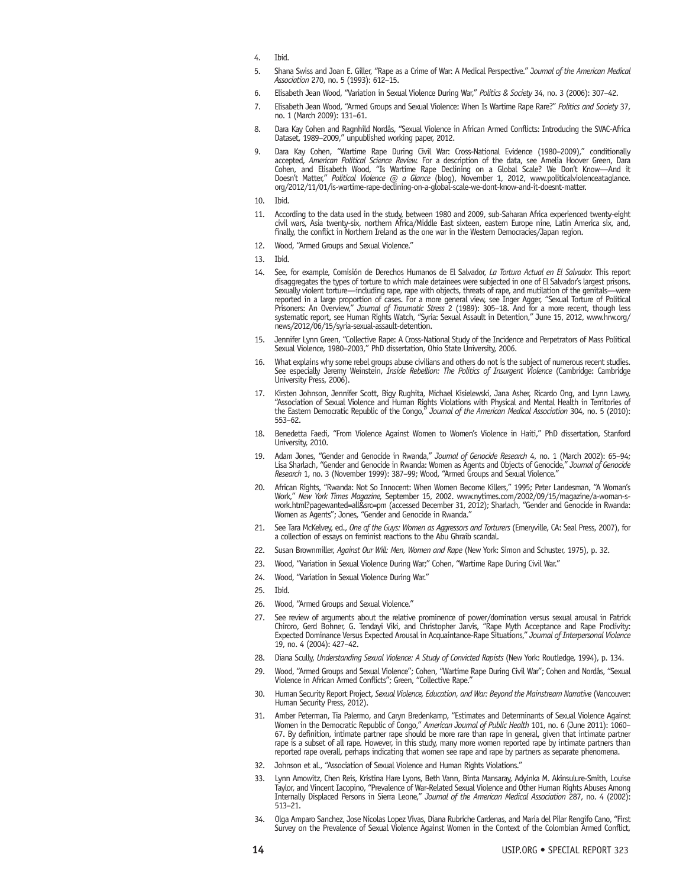4. Ibid.
5. Shana Swiss and Joan E. Giller, "Rape as a Crime of War: A Medical Perspective." *Journal of the American Medical Association* 270, no. 5 (1993): 612–15.
6. Elisabeth Jean Wood, "Variation in Sexual Violence During War," *Politics & Society* 34, no. 3 (2006): 307–42.
7. Elisabeth Jean Wood, "Armed Groups and Sexual Violence: When Is Wartime Rape Rare?" *Politics and Society* 37, no. 1 (March 2009): 131–61.
8. Dara Kay Cohen and Ragnhild Nordås, "Sexual Violence in African Armed Conflicts: Introducing the SVAC-Africa Dataset, 1989–2009," unpublished working paper, 2012.
9. Dara Kay Cohen, "Wartime Rape During Civil War: Cross-National Evidence (1980–2009)," conditionally accepted, *American Political Science Review*. For a description of the data, see Amelia Hoover Green, Dara Cohen, and Elisabeth Wood, "Is Wartime Rape Declining on a Global Scale? We Don't Know—And it Doesn't Matter," *Political Violence @ a Glance* (blog), November 1, 2012, www.politicalviolenceataglance.org/2012/11/01/is-wartime-rape-declining-on-a-global-scale-we-dont-know-and-it-doesnt-matter.
10. Ibid.
11. According to the data used in the study, between 1980 and 2009, sub-Saharan Africa experienced twenty-eight civil wars, Asia twenty-six, northern Africa/Middle East sixteen, eastern Europe nine, Latin America six, and, finally, the conflict in Northern Ireland as the one war in the Western Democracies/Japan region.
12. Wood, "Armed Groups and Sexual Violence."
13. Ibid.
14. See, for example, Comisión de Derechos Humanos de El Salvador, *La Tortura Actual en El Salvador.* This report disaggregates the types of torture to which male detainees were subjected in one of El Salvador's largest prisons. Sexually violent torture—including rape, rape with objects, threats of rape, and mutilation of the genitals—were reported in a large proportion of cases. For a more general view, see Inger Agger, "Sexual Torture of Political Prisoners: An Overview," *Journal of Traumatic Stress* 2 (1989): 305–18. And for a more recent, though less systematic report, see Human Rights Watch, "Syria: Sexual Assault in Detention," June 15, 2012, www.hrw.org/news/2012/06/15/syria-sexual-assault-detention.
15. Jennifer Lynn Green, "Collective Rape: A Cross-National Study of the Incidence and Perpetrators of Mass Political Sexual Violence, 1980–2003," PhD dissertation, Ohio State University, 2006.
16. What explains why some rebel groups abuse civilians and others do not is the subject of numerous recent studies. See especially Jeremy Weinstein, *Inside Rebellion: The Politics of Insurgent Violence* (Cambridge: Cambridge University Press, 2006).
17. Kirsten Johnson, Jennifer Scott, Bigy Rughita, Michael Kisielewski, Jana Asher, Ricardo Ong, and Lynn Lawry, "Association of Sexual Violence and Human Rights Violations with Physical and Mental Health in Territories of the Eastern Democratic Republic of the Congo," *Journal of the American Medical Association* 304, no. 5 (2010): 553–62.
18. Benedetta Faedi, "From Violence Against Women to Women's Violence in Haiti," PhD dissertation, Stanford University, 2010.
19. Adam Jones, "Gender and Genocide in Rwanda," *Journal of Genocide Research* 4, no. 1 (March 2002): 65–94; Lisa Sharlach, "Gender and Genocide in Rwanda: Women as Agents and Objects of Genocide," *Journal of Genocide Research* 1, no. 3 (November 1999): 387–99; Wood, "Armed Groups and Sexual Violence."
20. African Rights, "Rwanda: Not So Innocent: When Women Become Killers," 1995; Peter Landesman, "A Woman's Work," *New York Times Magazine,* September 15, 2002. www.nytimes.com/2002/09/15/magazine/a-woman-s-work.html?pagewanted=all&src=pm (accessed December 31, 2012); Sharlach, "Gender and Genocide in Rwanda: Women as Agents"; Jones, "Gender and Genocide in Rwanda."
21. See Tara McKelvey, ed., *One of the Guys: Women as Aggressors and Torturers* (Emeryville, CA: Seal Press, 2007), for a collection of essays on feminist reactions to the Abu Ghraib scandal.
22. Susan Brownmiller, *Against Our Will: Men, Women and Rape* (New York: Simon and Schuster, 1975), p. 32.
23. Wood, "Variation in Sexual Violence During War;" Cohen, "Wartime Rape During Civil War."
24. Wood, "Variation in Sexual Violence During War."
25. Ibid.
26. Wood, "Armed Groups and Sexual Violence."
27. See review of arguments about the relative prominence of power/domination versus sexual arousal in Patrick Chiroro, Gerd Bohner, G. Tendayi Viki, and Christopher Jarvis, "Rape Myth Acceptance and Rape Proclivity: Expected Dominance Versus Expected Arousal in Acquaintance-Rape Situations," *Journal of Interpersonal Violence* 19, no. 4 (2004): 427–42.
28. Diana Scully, *Understanding Sexual Violence: A Study of Convicted Rapists* (New York: Routledge, 1994), p. 134.
29. Wood, "Armed Groups and Sexual Violence"; Cohen, "Wartime Rape During Civil War"; Cohen and Nordås, "Sexual Violence in African Armed Conflicts"; Green, "Collective Rape."
30. Human Security Report Project, *Sexual Violence, Education, and War: Beyond the Mainstream Narrative* (Vancouver: Human Security Press, 2012).
31. Amber Peterman, Tia Palermo, and Caryn Bredenkamp, "Estimates and Determinants of Sexual Violence Against Women in the Democratic Republic of Congo," *American Journal of Public Health* 101, no. 6 (June 2011): 1060–67. By definition, intimate partner rape should be more rare than rape in general, given that intimate partner rape is a subset of all rape. However, in this study, many more women reported rape by intimate partners than reported rape overall, perhaps indicating that women see rape and rape by partners as separate phenomena.
32. Johnson et al., "Association of Sexual Violence and Human Rights Violations."
33. Lynn Amowitz, Chen Reis, Kristina Hare Lyons, Beth Vann, Binta Mansaray, Adyinka M. Akinsulure-Smith, Louise Taylor, and Vincent Iacopino, "Prevalence of War-Related Sexual Violence and Other Human Rights Abuses Among Internally Displaced Persons in Sierra Leone," *Journal of the American Medical Association* 287, no. 4 (2002): 513–21.
34. Olga Amparo Sanchez, Jose Nicolas Lopez Vivas, Diana Rubriche Cardenas, and Maria del Pilar Rengifo Cano, "First Survey on the Prevalence of Sexual Violence Against Women in the Context of the Colombian Armed Conflict,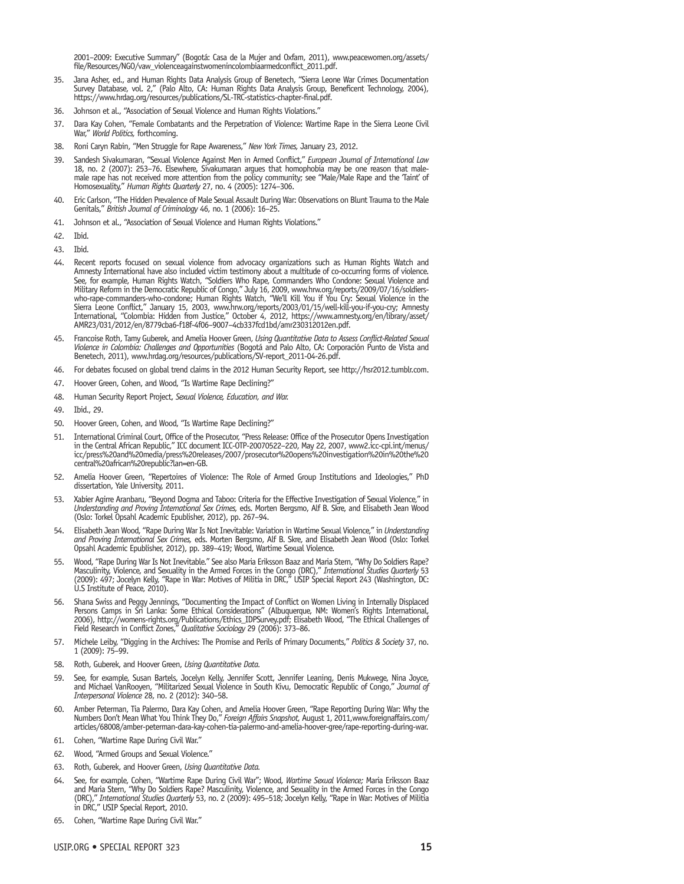2001–2009: Executive Summary" (Bogotá: Casa de la Mujer and Oxfam, 2011), www.peacewomen.org/assets/file/Resources/NGO/vaw_violenceagainstwomenincolombiaarmedconflict_2011.pdf.

35. Jana Asher, ed., and Human Rights Data Analysis Group of Benetech, "Sierra Leone War Crimes Documentation Survey Database, vol. 2," (Palo Alto, CA: Human Rights Data Analysis Group, Beneficent Technology, 2004), https://www.hrdag.org/resources/publications/SL-TRC-statistics-chapter-final.pdf.
36. Johnson et al., "Association of Sexual Violence and Human Rights Violations."
37. Dara Kay Cohen, "Female Combatants and the Perpetration of Violence: Wartime Rape in the Sierra Leone Civil War," *World Politics,* forthcoming.
38. Roni Caryn Rabin, "Men Struggle for Rape Awareness," *New York Times,* January 23, 2012.
39. Sandesh Sivakumaran, "Sexual Violence Against Men in Armed Conflict," *European Journal of International Law* 18, no. 2 (2007): 253–76. Elsewhere, Sivakumaran argues that homophobia may be one reason that male-male rape has not received more attention from the policy community; see "Male/Male Rape and the 'Taint' of Homosexuality," *Human Rights Quarterly* 27, no. 4 (2005): 1274–306.
40. Eric Carlson, "The Hidden Prevalence of Male Sexual Assault During War: Observations on Blunt Trauma to the Male Genitals," *British Journal of Criminology* 46, no. 1 (2006): 16–25.
41. Johnson et al., "Association of Sexual Violence and Human Rights Violations."
42. Ibid.
43. Ibid.
44. Recent reports focused on sexual violence from advocacy organizations such as Human Rights Watch and Amnesty International have also included victim testimony about a multitude of co-occurring forms of violence. See, for example, Human Rights Watch, "Soldiers Who Rape, Commanders Who Condone: Sexual Violence and Military Reform in the Democratic Republic of Congo," July 16, 2009, www.hrw.org/reports/2009/07/16/soldiers-who-rape-commanders-who-condone; Human Rights Watch, "We'll Kill You if You Cry: Sexual Violence in the Sierra Leone Conflict," January 15, 2003, www.hrw.org/reports/2003/01/15/well-kill-you-if-you-cry; Amnesty International, "Colombia: Hidden from Justice," October 4, 2012, https://www.amnesty.org/en/library/asset/AMR23/031/2012/en/8779cba6-f18f-4f06–9007–4cb337fcd1bd/amr230312012en.pdf.
45. Francoise Roth, Tamy Guberek, and Amelia Hoover Green, *Using Quantitative Data to Assess Conflict-Related Sexual Violence in Colombia: Challenges and Opportunities* (Bogotá and Palo Alto, CA: Corporación Punto de Vista and Benetech, 2011), www.hrdag.org/resources/publications/SV-report_2011-04-26.pdf.
46. For debates focused on global trend claims in the 2012 Human Security Report, see http://hsr2012.tumblr.com.
47. Hoover Green, Cohen, and Wood, "Is Wartime Rape Declining?"
48. Human Security Report Project, *Sexual Violence, Education, and War.*
49. Ibid., 29.
50. Hoover Green, Cohen, and Wood, "Is Wartime Rape Declining?"
51. International Criminal Court, Office of the Prosecutor, "Press Release: Office of the Prosecutor Opens Investigation in the Central African Republic," ICC document ICC-OTP-20070522–220, May 22, 2007, www2.icc-cpi.int/menus/icc/press%20and%20media/press%20releases/2007/prosecutor%20opens%20investigation%20in%20the%20central%20african%20republic?lan=en-GB.
52. Amelia Hoover Green, "Repertoires of Violence: The Role of Armed Group Institutions and Ideologies," PhD dissertation, Yale University, 2011.
53. Xabier Agirre Aranbaru, "Beyond Dogma and Taboo: Criteria for the Effective Investigation of Sexual Violence," in *Understanding and Proving International Sex Crimes,* eds. Morten Bergsmo, Alf B. Skre, and Elisabeth Jean Wood (Oslo: Torkel Opsahl Academic Epublisher, 2012), pp. 267–94.
54. Elisabeth Jean Wood, "Rape During War Is Not Inevitable: Variation in Wartime Sexual Violence," in *Understanding and Proving International Sex Crimes,* eds. Morten Bergsmo, Alf B. Skre, and Elisabeth Jean Wood (Oslo: Torkel Opsahl Academic Epublisher, 2012), pp. 389–419; Wood, Wartime Sexual Violence.
55. Wood, "Rape During War Is Not Inevitable." See also Maria Eriksson Baaz and Maria Stern, "Why Do Soldiers Rape? Masculinity, Violence, and Sexuality in the Armed Forces in the Congo (DRC)," *International Studies Quarterly* 53 (2009): 497; Jocelyn Kelly, "Rape in War: Motives of Militia in DRC," USIP Special Report 243 (Washington, DC: U.S Institute of Peace, 2010).
56. Shana Swiss and Peggy Jennings, "Documenting the Impact of Conflict on Women Living in Internally Displaced Persons Camps in Sri Lanka: Some Ethical Considerations" (Albuquerque, NM: Women's Rights International, 2006), http://womens-rights.org/Publications/Ethics_IDPSurvey.pdf; Elisabeth Wood, "The Ethical Challenges of Field Research in Conflict Zones," *Qualitative Sociology* 29 (2006): 373–86.
57. Michele Leiby, "Digging in the Archives: The Promise and Perils of Primary Documents," *Politics & Society* 37, no. 1 (2009): 75–99.
58. Roth, Guberek, and Hoover Green, *Using Quantitative Data.*
59. See, for example, Susan Bartels, Jocelyn Kelly, Jennifer Scott, Jennifer Leaning, Denis Mukwege, Nina Joyce, and Michael VanRooyen, "Militarized Sexual Violence in South Kivu, Democratic Republic of Congo," *Journal of Interpersonal Violence* 28, no. 2 (2012): 340–58.
60. Amber Peterman, Tia Palermo, Dara Kay Cohen, and Amelia Hoover Green, "Rape Reporting During War: Why the Numbers Don't Mean What You Think They Do," *Foreign Affairs Snapshot,* August 1, 2011,www.foreignaffairs.com/articles/68008/amber-peterman-dara-kay-cohen-tia-palermo-and-amelia-hoover-gree/rape-reporting-during-war.
61. Cohen, "Wartime Rape During Civil War."
62. Wood, "Armed Groups and Sexual Violence."
63. Roth, Guberek, and Hoover Green, *Using Quantitative Data.*
64. See, for example, Cohen, "Wartime Rape During Civil War"; Wood, *Wartime Sexual Violence;* Maria Eriksson Baaz and Maria Stern, "Why Do Soldiers Rape? Masculinity, Violence, and Sexuality in the Armed Forces in the Congo (DRC)," *International Studies Quarterly* 53, no. 2 (2009): 495–518; Jocelyn Kelly, "Rape in War: Motives of Militia in DRC," USIP Special Report, 2010.
65. Cohen, "Wartime Rape During Civil War."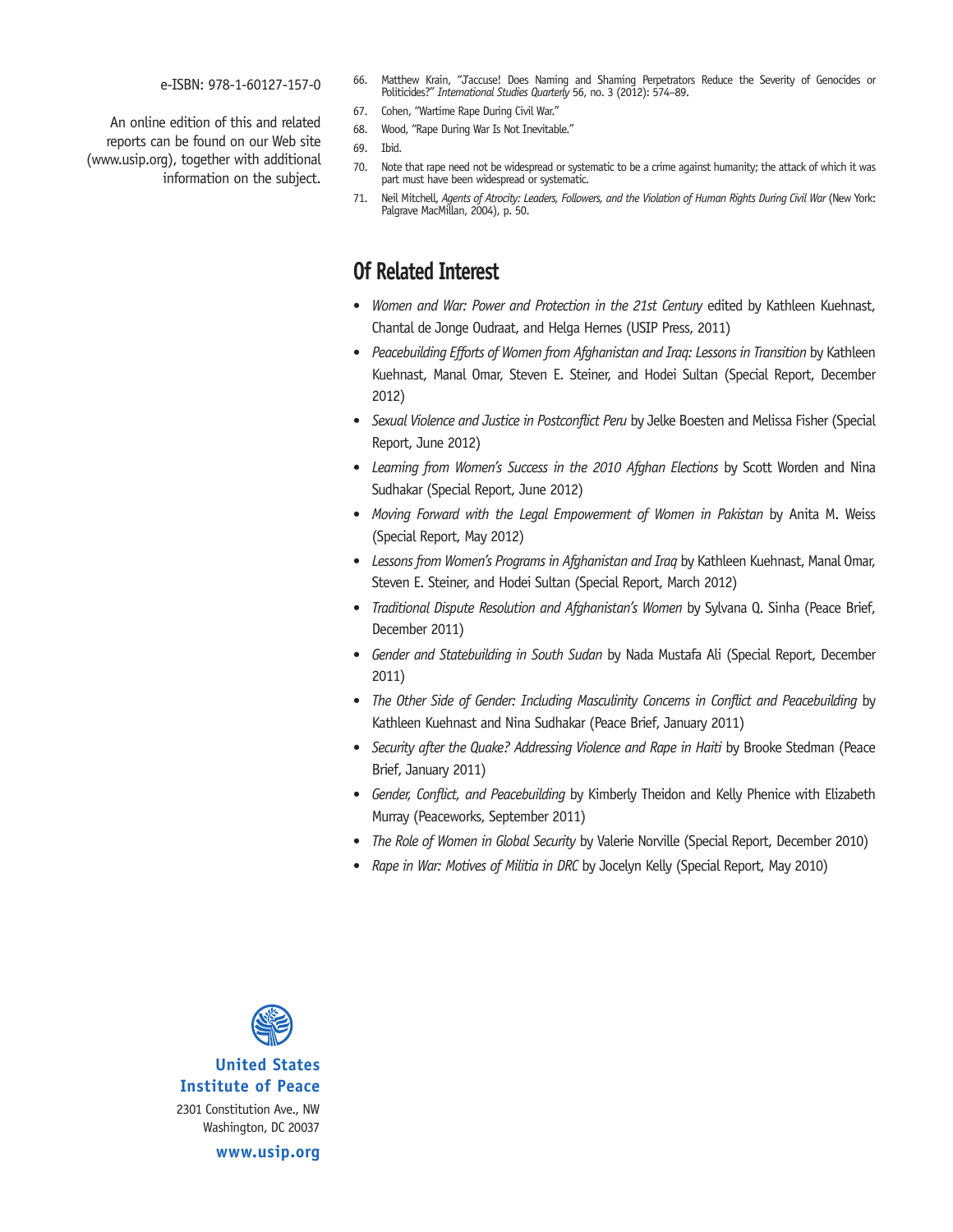e-ISBN: 978-1-60127-157-0

An online edition of this and related reports can be found on our Web site (www.usip.org), together with additional information on the subject.

66. Matthew Krain, "J'accuse! Does Naming and Shaming Perpetrators Reduce the Severity of Genocides or Politicides?" *International Studies Quarterly* 56, no. 3 (2012): 574–89.
67. Cohen, "Wartime Rape During Civil War."
68. Wood, "Rape During War Is Not Inevitable."
69. Ibid.
70. Note that rape need not be widespread or systematic to be a crime against humanity; the attack of which it was part must have been widespread or systematic.
71. Neil Mitchell, *Agents of Atrocity: Leaders, Followers, and the Violation of Human Rights During Civil War* (New York: Palgrave MacMillan, 2004), p. 50.

## Of Related Interest

- *Women and War: Power and Protection in the 21st Century* edited by Kathleen Kuehnast, Chantal de Jonge Oudraat, and Helga Hernes (USIP Press, 2011)
- *Peacebuilding Efforts of Women from Afghanistan and Iraq: Lessons in Transition* by Kathleen Kuehnast, Manal Omar, Steven E. Steiner, and Hodei Sultan (Special Report, December 2012)
- *Sexual Violence and Justice in Postconflict Peru* by Jelke Boesten and Melissa Fisher (Special Report, June 2012)
- *Learning from Women's Success in the 2010 Afghan Elections* by Scott Worden and Nina Sudhakar (Special Report, June 2012)
- *Moving Forward with the Legal Empowerment of Women in Pakistan* by Anita M. Weiss (Special Report, May 2012)
- *Lessons from Women's Programs in Afghanistan and Iraq* by Kathleen Kuehnast, Manal Omar, Steven E. Steiner, and Hodei Sultan (Special Report, March 2012)
- *Traditional Dispute Resolution and Afghanistan's Women* by Sylvana Q. Sinha (Peace Brief, December 2011)
- *Gender and Statebuilding in South Sudan* by Nada Mustafa Ali (Special Report, December 2011)
- *The Other Side of Gender: Including Masculinity Concerns in Conflict and Peacebuilding* by Kathleen Kuehnast and Nina Sudhakar (Peace Brief, January 2011)
- *Security after the Quake? Addressing Violence and Rape in Haiti* by Brooke Stedman (Peace Brief, January 2011)
- *Gender, Conflict, and Peacebuilding* by Kimberly Theidon and Kelly Phenice with Elizabeth Murray (Peaceworks, September 2011)
- *The Role of Women in Global Security* by Valerie Norville (Special Report, December 2010)
- *Rape in War: Motives of Militia in DRC* by Jocelyn Kelly (Special Report, May 2010)

**United States Institute of Peace**

2301 Constitution Ave., NW
Washington, DC 20037

**www.usip.org**